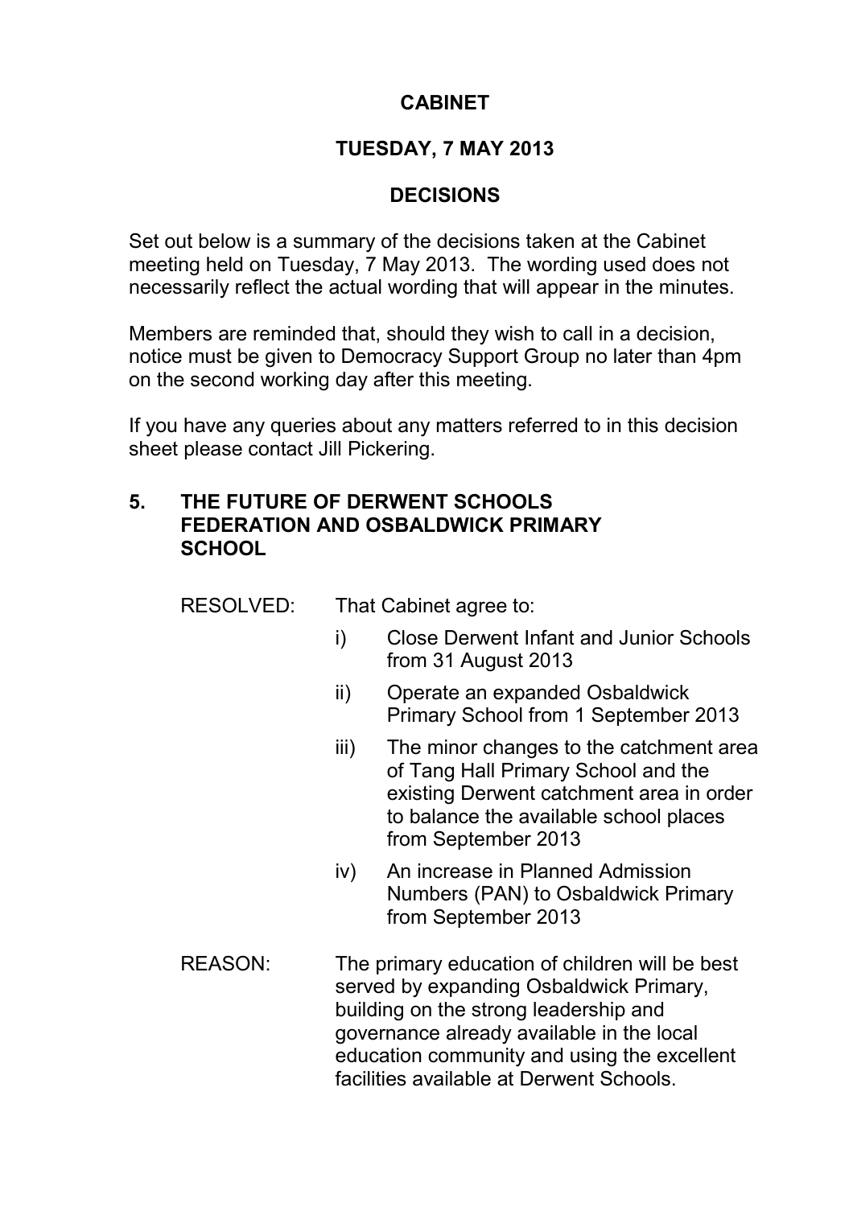# CABINET

## TUESDAY, 7 MAY 2013

## DECISIONS

Set out below is a summary of the decisions taken at the Cabinet meeting held on Tuesday, 7 May 2013. The wording used does not necessarily reflect the actual wording that will appear in the minutes.

Members are reminded that, should they wish to call in a decision, notice must be given to Democracy Support Group no later than 4pm on the second working day after this meeting.

If you have any queries about any matters referred to in this decision sheet please contact Jill Pickering.

### 5. THE FUTURE OF DERWENT SCHOOLS FEDERATION AND OSBALDWICK PRIMARY SCHOOL

RESOLVED: That Cabinet agree to:

- i) Close Derwent Infant and Junior Schools from 31 August 2013
- ii) Operate an expanded Osbaldwick Primary School from 1 September 2013
- iii) The minor changes to the catchment area of Tang Hall Primary School and the existing Derwent catchment area in order to balance the available school places from September 2013
- iv) An increase in Planned Admission Numbers (PAN) to Osbaldwick Primary from September 2013

REASON: The primary education of children will be best served by expanding Osbaldwick Primary, building on the strong leadership and governance already available in the local education community and using the excellent facilities available at Derwent Schools.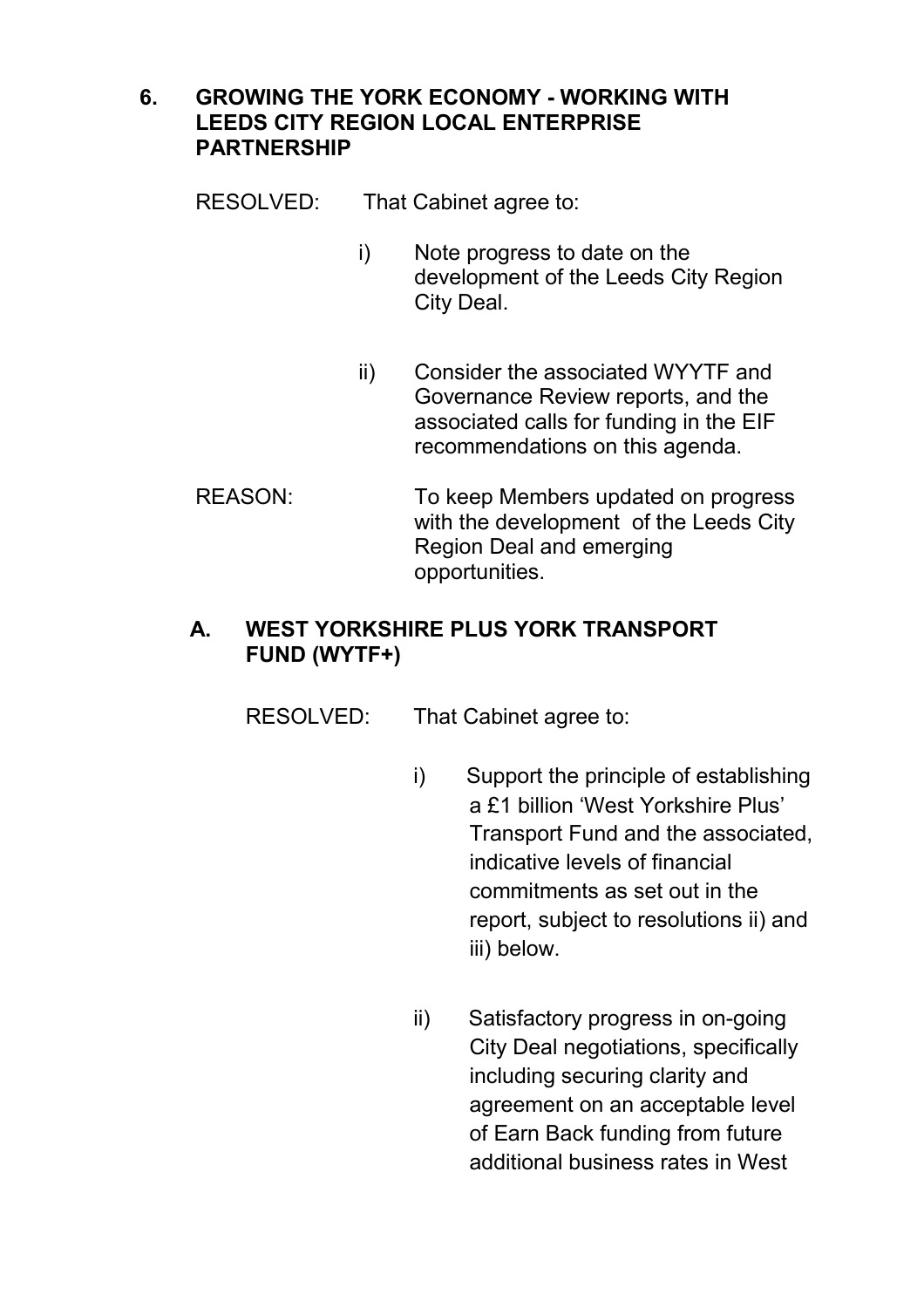## 6. GROWING THE YORK ECONOMY - WORKING WITH LEEDS CITY REGION LOCAL ENTERPRISE PARTNERSHIP

RESOLVED: That Cabinet agree to:

i) Note progress to date on the development of the Leeds City Region City Deal.

ii) Consider the associated WYYTF and Governance Review reports, and the associated calls for funding in the EIF recommendations on this agenda.

REASON: To keep Members updated on progress with the development of the Leeds City Region Deal and emerging opportunities.

### A. WEST YORKSHIRE PLUS YORK TRANSPORT FUND (WYTF+)

RESOLVED: That Cabinet agree to:

i) Support the principle of establishing a £1 billion 'West Yorkshire Plus' Transport Fund and the associated, indicative levels of financial commitments as set out in the report, subject to resolutions ii) and iii) below.

ii) Satisfactory progress in on-going City Deal negotiations, specifically including securing clarity and agreement on an acceptable level of Earn Back funding from future additional business rates in West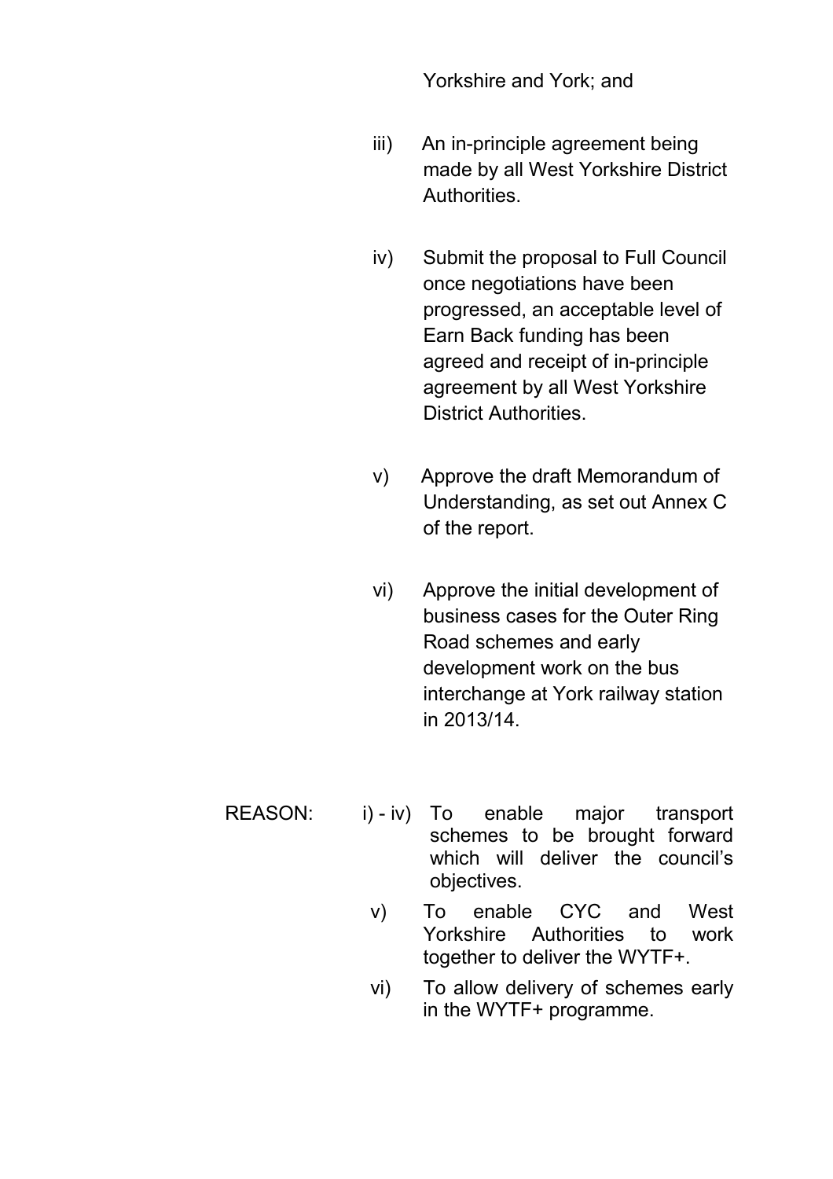Yorkshire and York; and

iii) An in-principle agreement being made by all West Yorkshire District Authorities.

iv) Submit the proposal to Full Council once negotiations have been progressed, an acceptable level of Earn Back funding has been agreed and receipt of in-principle agreement by all West Yorkshire District Authorities.

v) Approve the draft Memorandum of Understanding, as set out Annex C of the report.

vi) Approve the initial development of business cases for the Outer Ring Road schemes and early development work on the bus interchange at York railway station in 2013/14.

REASON:

i) - iv) To enable major transport schemes to be brought forward which will deliver the council's objectives.

v) To enable CYC and West Yorkshire Authorities to work together to deliver the WYTF+.

vi) To allow delivery of schemes early in the WYTF+ programme.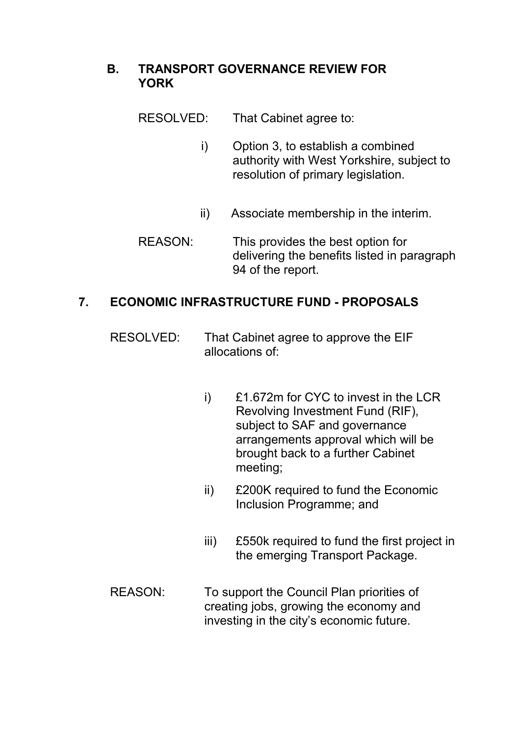### B. TRANSPORT GOVERNANCE REVIEW FOR YORK

RESOLVED: That Cabinet agree to:

i) Option 3, to establish a combined authority with West Yorkshire, subject to resolution of primary legislation.

ii) Associate membership in the interim.

REASON: This provides the best option for delivering the benefits listed in paragraph 94 of the report.

## 7. ECONOMIC INFRASTRUCTURE FUND - PROPOSALS

RESOLVED: That Cabinet agree to approve the EIF allocations of:

i) £1.672m for CYC to invest in the LCR Revolving Investment Fund (RIF), subject to SAF and governance arrangements approval which will be brought back to a further Cabinet meeting;

ii) £200K required to fund the Economic Inclusion Programme; and

iii) £550k required to fund the first project in the emerging Transport Package.

REASON: To support the Council Plan priorities of creating jobs, growing the economy and investing in the city's economic future.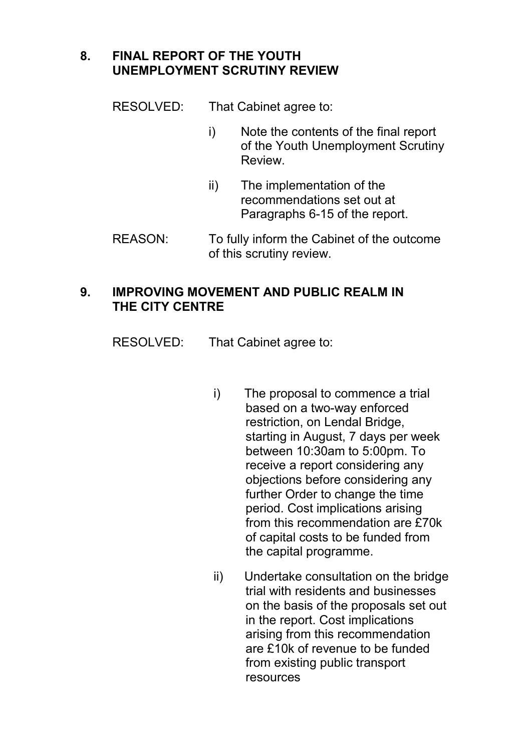## 8. FINAL REPORT OF THE YOUTH UNEMPLOYMENT SCRUTINY REVIEW

RESOLVED: That Cabinet agree to:

i) Note the contents of the final report of the Youth Unemployment Scrutiny Review.

ii) The implementation of the recommendations set out at Paragraphs 6-15 of the report.

REASON: To fully inform the Cabinet of the outcome of this scrutiny review.

## 9. IMPROVING MOVEMENT AND PUBLIC REALM IN THE CITY CENTRE

RESOLVED: That Cabinet agree to:

i) The proposal to commence a trial based on a two-way enforced restriction, on Lendal Bridge, starting in August, 7 days per week between 10:30am to 5:00pm. To receive a report considering any objections before considering any further Order to change the time period. Cost implications arising from this recommendation are £70k of capital costs to be funded from the capital programme.

ii) Undertake consultation on the bridge trial with residents and businesses on the basis of the proposals set out in the report. Cost implications arising from this recommendation are £10k of revenue to be funded from existing public transport resources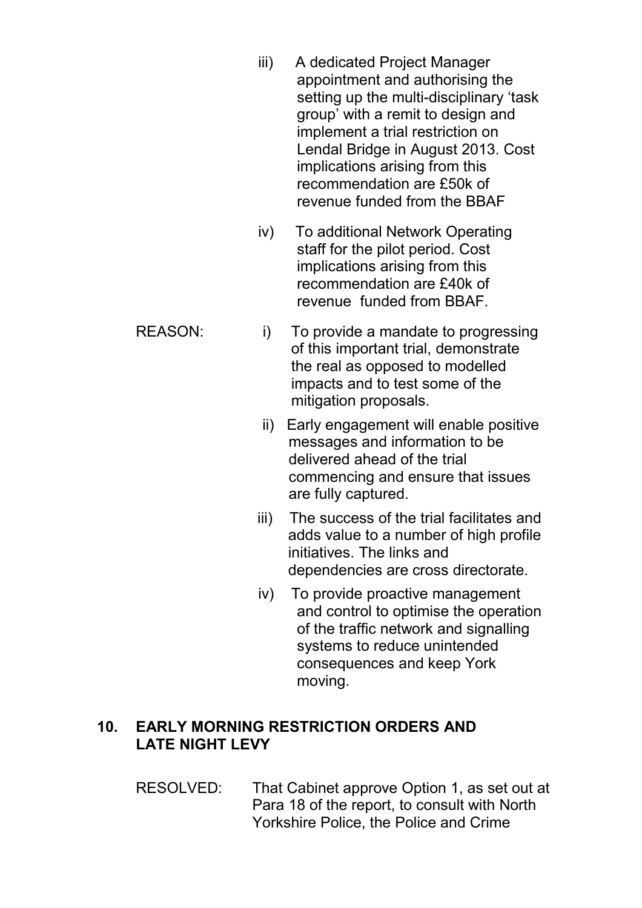iii) A dedicated Project Manager appointment and authorising the setting up the multi-disciplinary 'task group' with a remit to design and implement a trial restriction on Lendal Bridge in August 2013. Cost implications arising from this recommendation are £50k of revenue funded from the BBAF

iv) To additional Network Operating staff for the pilot period. Cost implications arising from this recommendation are £40k of revenue funded from BBAF.

REASON:

i) To provide a mandate to progressing of this important trial, demonstrate the real as opposed to modelled impacts and to test some of the mitigation proposals.

ii) Early engagement will enable positive messages and information to be delivered ahead of the trial commencing and ensure that issues are fully captured.

iii) The success of the trial facilitates and adds value to a number of high profile initiatives. The links and dependencies are cross directorate.

iv) To provide proactive management and control to optimise the operation of the traffic network and signalling systems to reduce unintended consequences and keep York moving.

## 10. EARLY MORNING RESTRICTION ORDERS AND LATE NIGHT LEVY

RESOLVED: That Cabinet approve Option 1, as set out at Para 18 of the report, to consult with North Yorkshire Police, the Police and Crime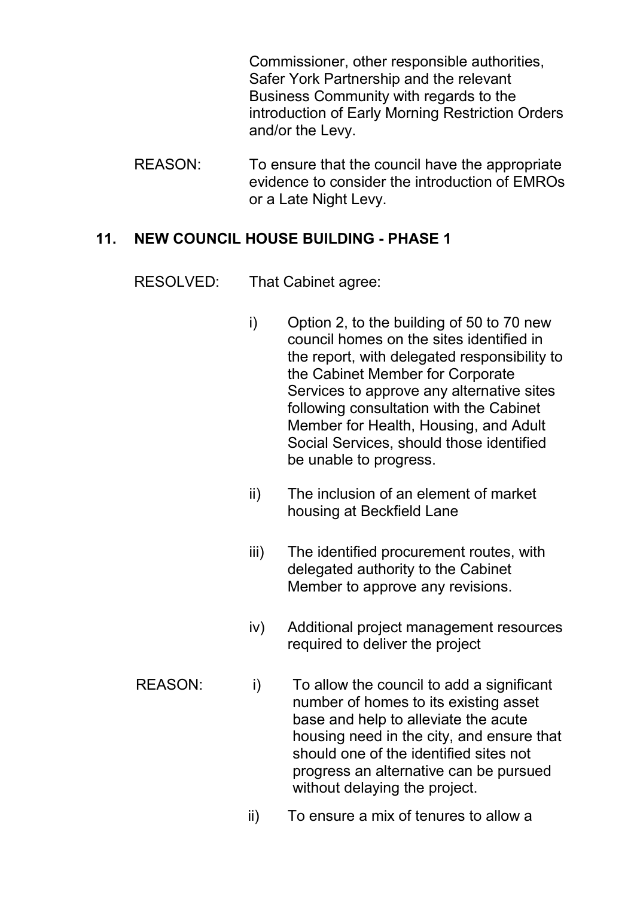Commissioner, other responsible authorities, Safer York Partnership and the relevant Business Community with regards to the introduction of Early Morning Restriction Orders and/or the Levy.

REASON: To ensure that the council have the appropriate evidence to consider the introduction of EMROs or a Late Night Levy.

## 11. NEW COUNCIL HOUSE BUILDING - PHASE 1

RESOLVED: That Cabinet agree:

i) Option 2, to the building of 50 to 70 new council homes on the sites identified in the report, with delegated responsibility to the Cabinet Member for Corporate Services to approve any alternative sites following consultation with the Cabinet Member for Health, Housing, and Adult Social Services, should those identified be unable to progress.

ii) The inclusion of an element of market housing at Beckfield Lane

iii) The identified procurement routes, with delegated authority to the Cabinet Member to approve any revisions.

iv) Additional project management resources required to deliver the project

REASON:

i) To allow the council to add a significant number of homes to its existing asset base and help to alleviate the acute housing need in the city, and ensure that should one of the identified sites not progress an alternative can be pursued without delaying the project.

ii) To ensure a mix of tenures to allow a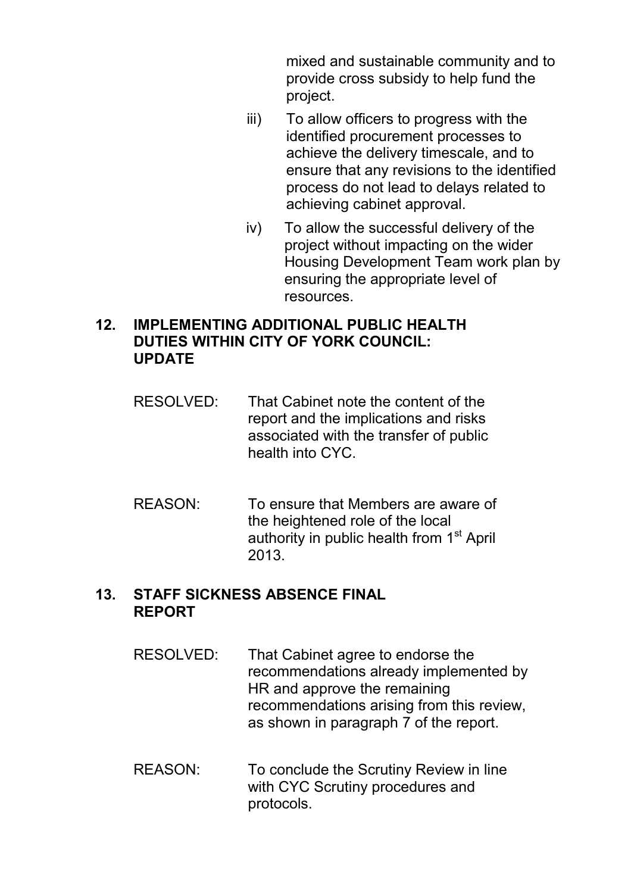mixed and sustainable community and to provide cross subsidy to help fund the project.

iii) To allow officers to progress with the identified procurement processes to achieve the delivery timescale, and to ensure that any revisions to the identified process do not lead to delays related to achieving cabinet approval.

iv) To allow the successful delivery of the project without impacting on the wider Housing Development Team work plan by ensuring the appropriate level of resources.

## 12. IMPLEMENTING ADDITIONAL PUBLIC HEALTH DUTIES WITHIN CITY OF YORK COUNCIL: UPDATE

RESOLVED: That Cabinet note the content of the report and the implications and risks associated with the transfer of public health into CYC.

REASON: To ensure that Members are aware of the heightened role of the local authority in public health from 1st April 2013.

## 13. STAFF SICKNESS ABSENCE FINAL REPORT

RESOLVED: That Cabinet agree to endorse the recommendations already implemented by HR and approve the remaining recommendations arising from this review, as shown in paragraph 7 of the report.

REASON: To conclude the Scrutiny Review in line with CYC Scrutiny procedures and protocols.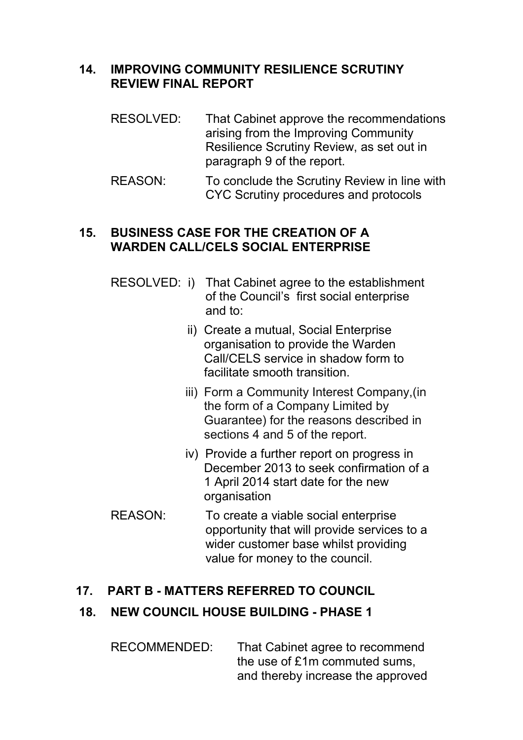## 14. IMPROVING COMMUNITY RESILIENCE SCRUTINY REVIEW FINAL REPORT

RESOLVED: That Cabinet approve the recommendations arising from the Improving Community Resilience Scrutiny Review, as set out in paragraph 9 of the report.

REASON: To conclude the Scrutiny Review in line with CYC Scrutiny procedures and protocols

## 15. BUSINESS CASE FOR THE CREATION OF A WARDEN CALL/CELS SOCIAL ENTERPRISE

RESOLVED: i) That Cabinet agree to the establishment of the Council's first social enterprise and to:

ii) Create a mutual, Social Enterprise organisation to provide the Warden Call/CELS service in shadow form to facilitate smooth transition.

iii) Form a Community Interest Company,(in the form of a Company Limited by Guarantee) for the reasons described in sections 4 and 5 of the report.

iv) Provide a further report on progress in December 2013 to seek confirmation of a 1 April 2014 start date for the new organisation

REASON: To create a viable social enterprise opportunity that will provide services to a wider customer base whilst providing value for money to the council.

## 17. PART B - MATTERS REFERRED TO COUNCIL

## 18. NEW COUNCIL HOUSE BUILDING - PHASE 1

RECOMMENDED: That Cabinet agree to recommend the use of £1m commuted sums, and thereby increase the approved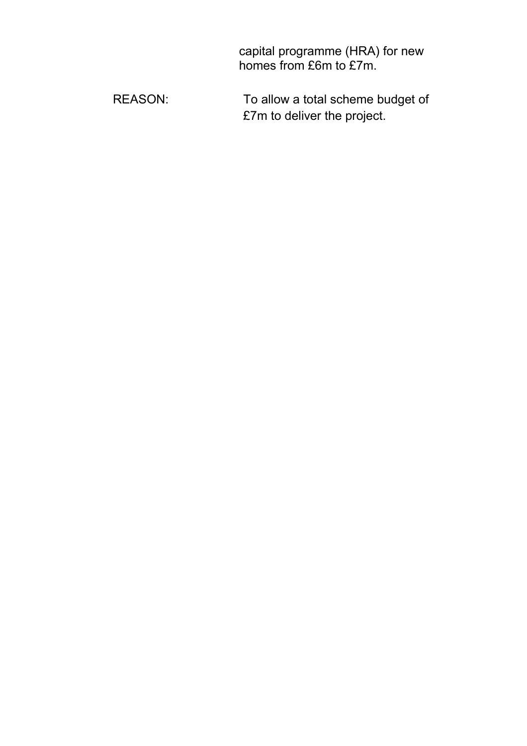capital programme (HRA) for new homes from £6m to £7m.

REASON: To allow a total scheme budget of £7m to deliver the project.